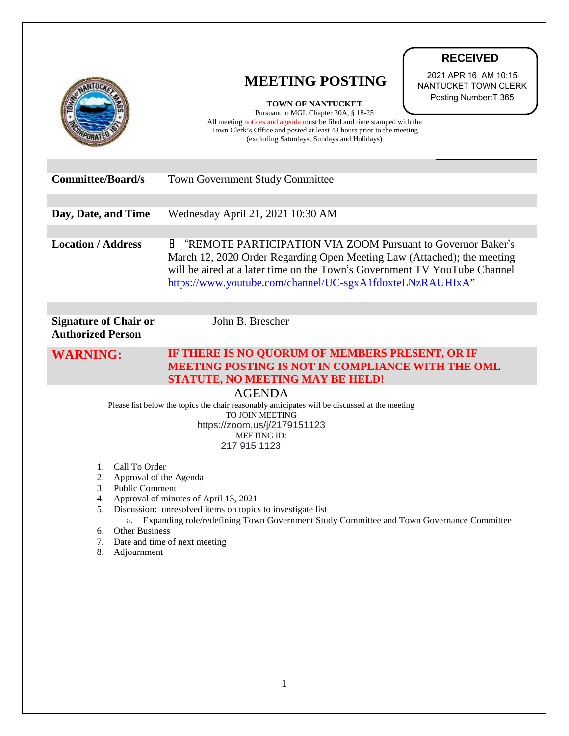# MEETING POSTING

**RECEIVED**

2021 APR 16 AM 10:15
NANTUCKET TOWN CLERK
Posting Number:T 365

**TOWN OF NANTUCKET**

Pursuant to MGL Chapter 30A, § 18-25

All meeting notices and agenda must be filed and time stamped with the Town Clerk's Office and posted at least 48 hours prior to the meeting (excluding Saturdays, Sundays and Holidays)

| | |
|---|---|
| **Committee/Board/s** | Town Government Study Committee |
| **Day, Date, and Time** | Wednesday April 21, 2021 10:30 AM |
| **Location / Address** | "REMOTE PARTICIPATION VIA ZOOM Pursuant to Governor Baker's March 12, 2020 Order Regarding Open Meeting Law (Attached); the meeting will be aired at a later time on the Town's Government TV YouTube Channel https://www.youtube.com/channel/UC-sgxA1fdoxteLNzRAUHIxA" |
| **Signature of Chair or Authorized Person** | John B. Brescher |
| **WARNING:** | **IF THERE IS NO QUORUM OF MEMBERS PRESENT, OR IF MEETING POSTING IS NOT IN COMPLIANCE WITH THE OML STATUTE, NO MEETING MAY BE HELD!** |

## AGENDA

Please list below the topics the chair reasonably anticipates will be discussed at the meeting

TO JOIN MEETING
https://zoom.us/j/2179151123
MEETING ID:
217 915 1123

1. Call To Order
2. Approval of the Agenda
3. Public Comment
4. Approval of minutes of April 13, 2021
5. Discussion: unresolved items on topics to investigate list
   a. Expanding role/redefining Town Government Study Committee and Town Governance Committee
6. Other Business
7. Date and time of next meeting
8. Adjournment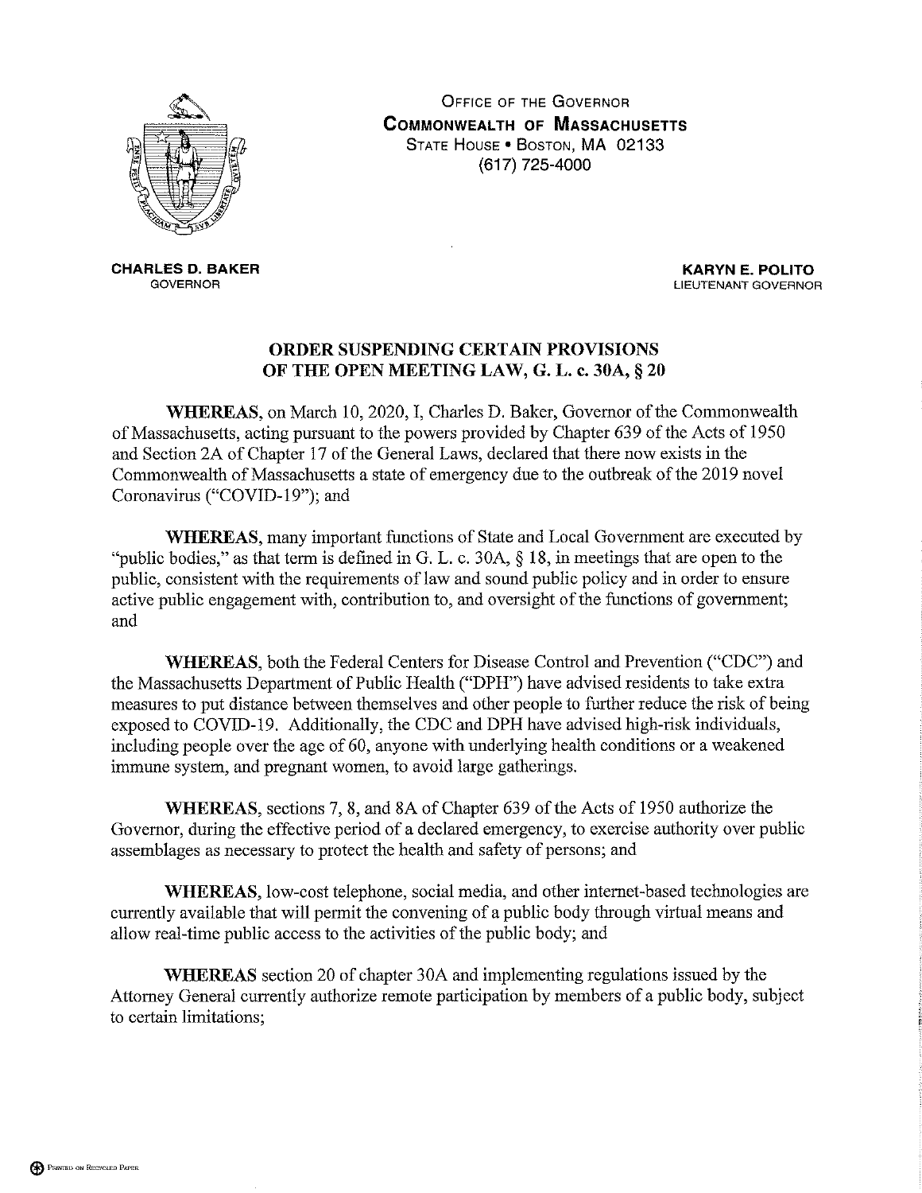OFFICE OF THE GOVERNOR
**COMMONWEALTH OF MASSACHUSETTS**
STATE HOUSE • BOSTON, MA 02133
(617) 725-4000

**CHARLES D. BAKER**
GOVERNOR

**KARYN E. POLITO**
LIEUTENANT GOVERNOR

## ORDER SUSPENDING CERTAIN PROVISIONS OF THE OPEN MEETING LAW, G. L. c. 30A, § 20

**WHEREAS**, on March 10, 2020, I, Charles D. Baker, Governor of the Commonwealth of Massachusetts, acting pursuant to the powers provided by Chapter 639 of the Acts of 1950 and Section 2A of Chapter 17 of the General Laws, declared that there now exists in the Commonwealth of Massachusetts a state of emergency due to the outbreak of the 2019 novel Coronavirus ("COVID-19"); and

**WHEREAS**, many important functions of State and Local Government are executed by "public bodies," as that term is defined in G. L. c. 30A, § 18, in meetings that are open to the public, consistent with the requirements of law and sound public policy and in order to ensure active public engagement with, contribution to, and oversight of the functions of government; and

**WHEREAS**, both the Federal Centers for Disease Control and Prevention ("CDC") and the Massachusetts Department of Public Health ("DPH") have advised residents to take extra measures to put distance between themselves and other people to further reduce the risk of being exposed to COVID-19. Additionally, the CDC and DPH have advised high-risk individuals, including people over the age of 60, anyone with underlying health conditions or a weakened immune system, and pregnant women, to avoid large gatherings.

**WHEREAS**, sections 7, 8, and 8A of Chapter 639 of the Acts of 1950 authorize the Governor, during the effective period of a declared emergency, to exercise authority over public assemblages as necessary to protect the health and safety of persons; and

**WHEREAS**, low-cost telephone, social media, and other internet-based technologies are currently available that will permit the convening of a public body through virtual means and allow real-time public access to the activities of the public body; and

**WHEREAS** section 20 of chapter 30A and implementing regulations issued by the Attorney General currently authorize remote participation by members of a public body, subject to certain limitations;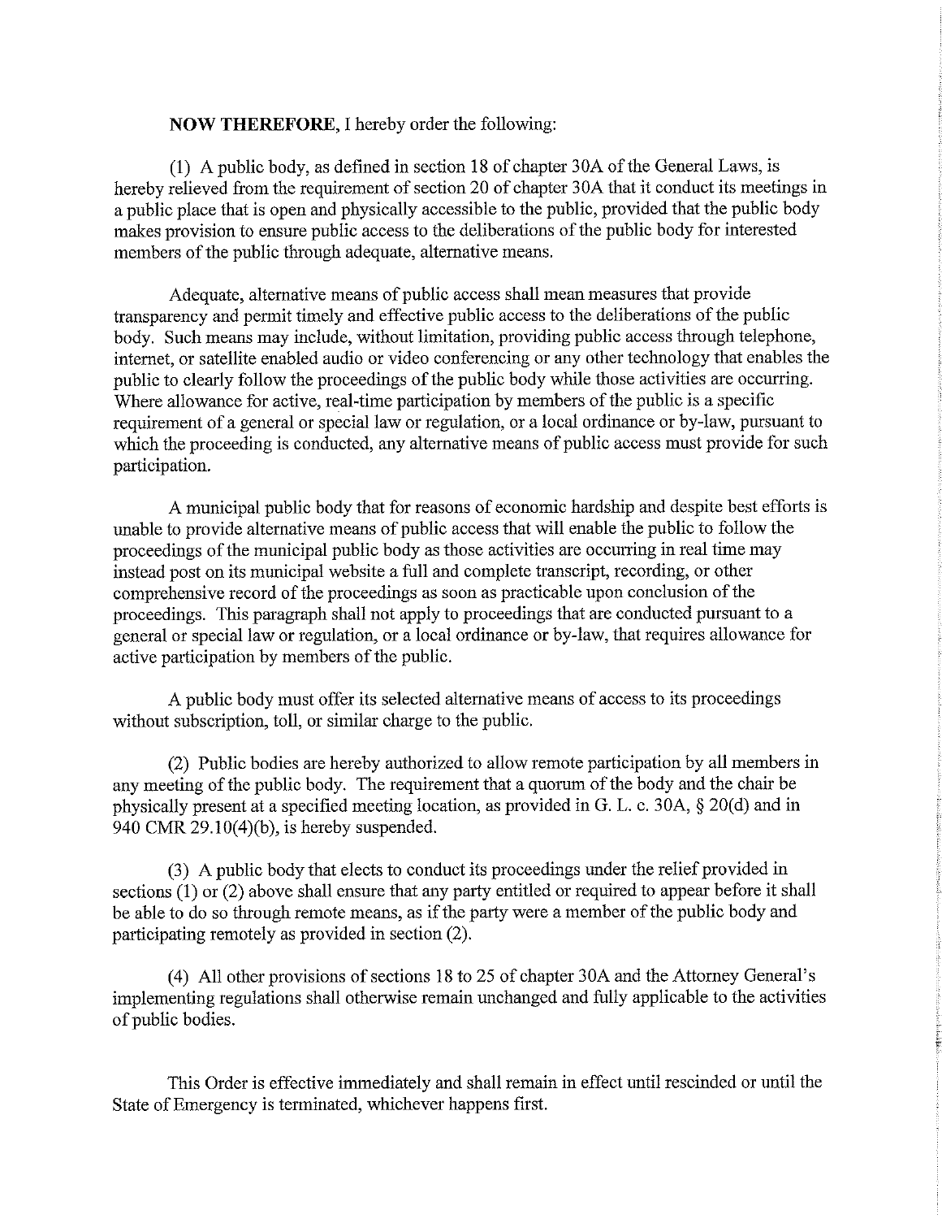**NOW THEREFORE**, I hereby order the following:

(1) A public body, as defined in section 18 of chapter 30A of the General Laws, is hereby relieved from the requirement of section 20 of chapter 30A that it conduct its meetings in a public place that is open and physically accessible to the public, provided that the public body makes provision to ensure public access to the deliberations of the public body for interested members of the public through adequate, alternative means.

Adequate, alternative means of public access shall mean measures that provide transparency and permit timely and effective public access to the deliberations of the public body. Such means may include, without limitation, providing public access through telephone, internet, or satellite enabled audio or video conferencing or any other technology that enables the public to clearly follow the proceedings of the public body while those activities are occurring. Where allowance for active, real-time participation by members of the public is a specific requirement of a general or special law or regulation, or a local ordinance or by-law, pursuant to which the proceeding is conducted, any alternative means of public access must provide for such participation.

A municipal public body that for reasons of economic hardship and despite best efforts is unable to provide alternative means of public access that will enable the public to follow the proceedings of the municipal public body as those activities are occurring in real time may instead post on its municipal website a full and complete transcript, recording, or other comprehensive record of the proceedings as soon as practicable upon conclusion of the proceedings. This paragraph shall not apply to proceedings that are conducted pursuant to a general or special law or regulation, or a local ordinance or by-law, that requires allowance for active participation by members of the public.

A public body must offer its selected alternative means of access to its proceedings without subscription, toll, or similar charge to the public.

(2) Public bodies are hereby authorized to allow remote participation by all members in any meeting of the public body. The requirement that a quorum of the body and the chair be physically present at a specified meeting location, as provided in G. L. c. 30A, § 20(d) and in 940 CMR 29.10(4)(b), is hereby suspended.

(3) A public body that elects to conduct its proceedings under the relief provided in sections (1) or (2) above shall ensure that any party entitled or required to appear before it shall be able to do so through remote means, as if the party were a member of the public body and participating remotely as provided in section (2).

(4) All other provisions of sections 18 to 25 of chapter 30A and the Attorney General's implementing regulations shall otherwise remain unchanged and fully applicable to the activities of public bodies.

This Order is effective immediately and shall remain in effect until rescinded or until the State of Emergency is terminated, whichever happens first.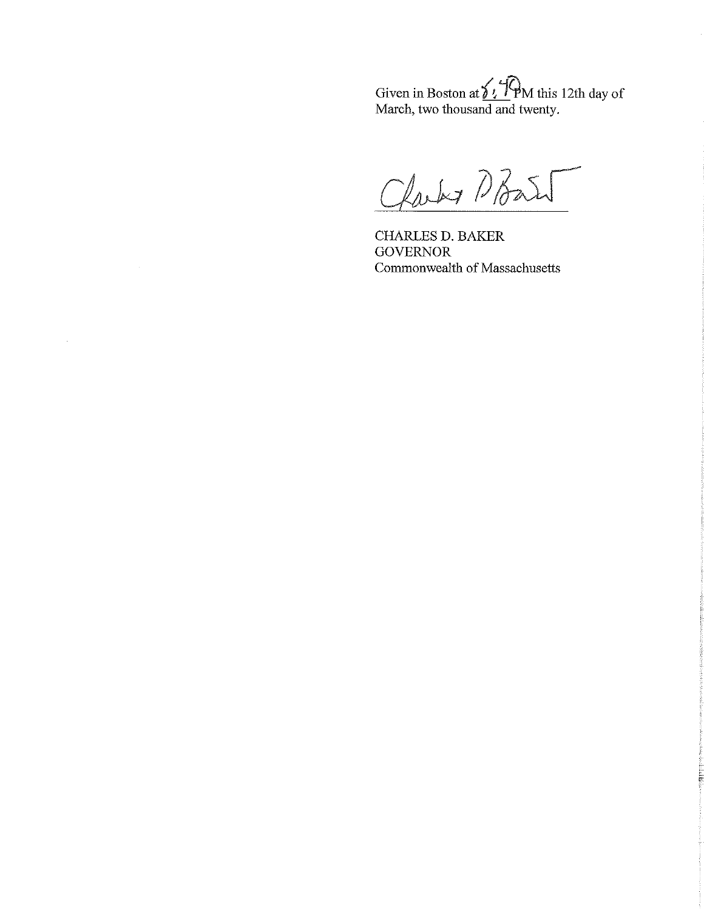Given in Boston at 5:40 PM this 12th day of March, two thousand and twenty.

Charles D Baker

CHARLES D. BAKER
GOVERNOR
Commonwealth of Massachusetts